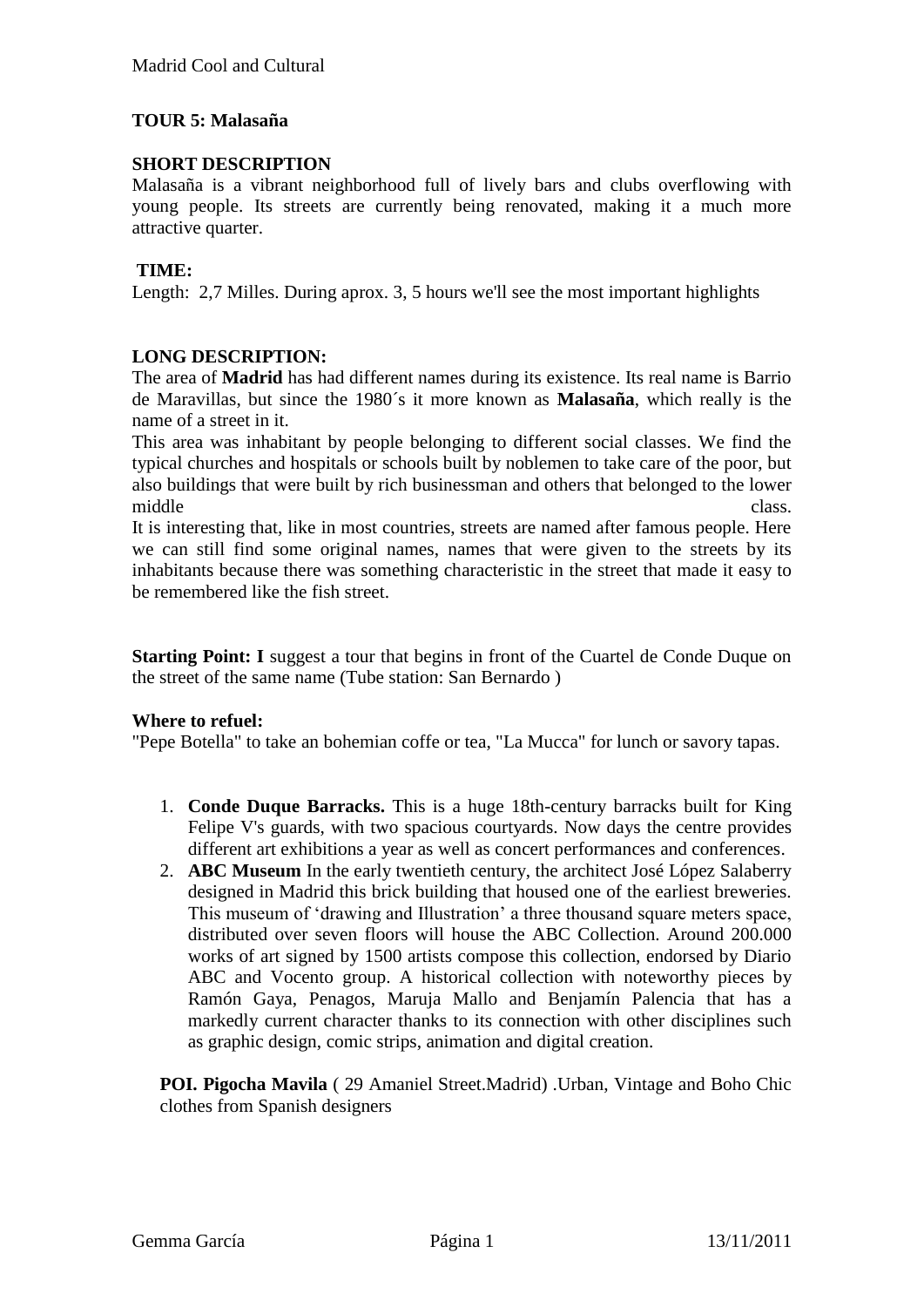**TOUR 5: Malasaña**

**SHORT DESCRIPTION**

Malasaña is a vibrant neighborhood full of lively bars and clubs overflowing with young people. Its streets are currently being renovated, making it a much more attractive quarter.

**TIME:**

Length: 2,7 Milles. During aprox. 3, 5 hours we'll see the most important highlights

**LONG DESCRIPTION:**

The area of **Madrid** has had different names during its existence. Its real name is Barrio de Maravillas, but since the 1980´s it more known as **Malasaña**, which really is the name of a street in it.

This area was inhabitant by people belonging to different social classes. We find the typical churches and hospitals or schools built by noblemen to take care of the poor, but also buildings that were built by rich businessman and others that belonged to the lower middle class.

It is interesting that, like in most countries, streets are named after famous people. Here we can still find some original names, names that were given to the streets by its inhabitants because there was something characteristic in the street that made it easy to be remembered like the fish street.

**Starting Point: I** suggest a tour that begins in front of the Cuartel de Conde Duque on the street of the same name (Tube station: San Bernardo )

**Where to refuel:**

"Pepe Botella" to take an bohemian coffe or tea, "La Mucca" for lunch or savory tapas.

1. **Conde Duque Barracks.** This is a huge 18th-century barracks built for King Felipe V's guards, with two spacious courtyards. Now days the centre provides different art exhibitions a year as well as concert performances and conferences.
2. **ABC Museum** In the early twentieth century, the architect José López Salaberry designed in Madrid this brick building that housed one of the earliest breweries. This museum of 'drawing and Illustration' a three thousand square meters space, distributed over seven floors will house the ABC Collection. Around 200.000 works of art signed by 1500 artists compose this collection, endorsed by Diario ABC and Vocento group. A historical collection with noteworthy pieces by Ramón Gaya, Penagos, Maruja Mallo and Benjamín Palencia that has a markedly current character thanks to its connection with other disciplines such as graphic design, comic strips, animation and digital creation.

**POI. Pigocha Mavila** ( 29 Amaniel Street.Madrid) .Urban, Vintage and Boho Chic clothes from Spanish designers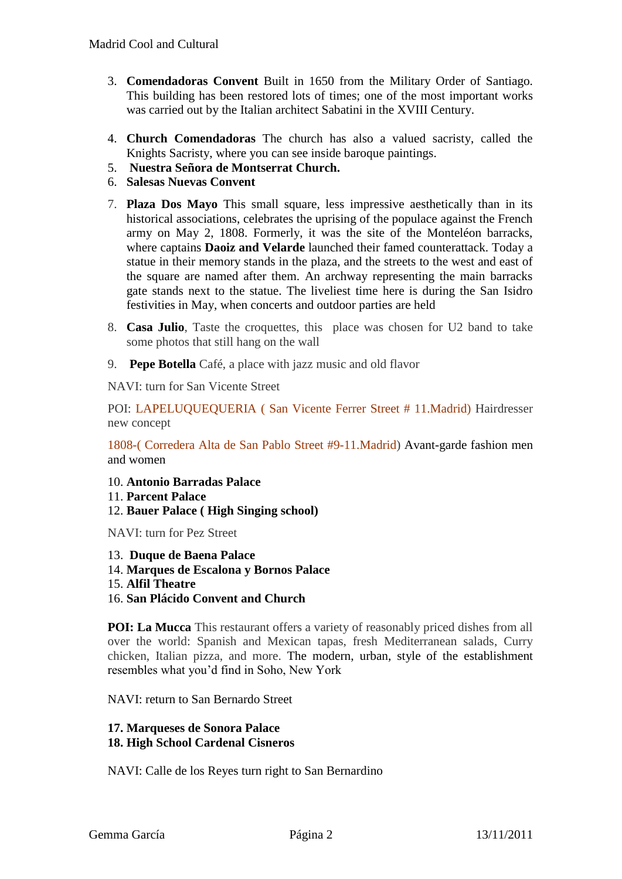3. **Comendadoras Convent** Built in 1650 from the Military Order of Santiago. This building has been restored lots of times; one of the most important works was carried out by the Italian architect Sabatini in the XVIII Century.

4. **Church Comendadoras** The church has also a valued sacristy, called the Knights Sacristy, where you can see inside baroque paintings.
5. **Nuestra Señora de Montserrat Church.**
6. **Salesas Nuevas Convent**

7. **Plaza Dos Mayo** This small square, less impressive aesthetically than in its historical associations, celebrates the uprising of the populace against the French army on May 2, 1808. Formerly, it was the site of the Monteléon barracks, where captains **Daoiz and Velarde** launched their famed counterattack. Today a statue in their memory stands in the plaza, and the streets to the west and east of the square are named after them. An archway representing the main barracks gate stands next to the statue. The liveliest time here is during the San Isidro festivities in May, when concerts and outdoor parties are held

8. **Casa Julio**, Taste the croquettes, this place was chosen for U2 band to take some photos that still hang on the wall

9. **Pepe Botella** Café, a place with jazz music and old flavor

NAVI: turn for San Vicente Street

POI: LAPELUQUEQUERIA ( San Vicente Ferrer Street # 11.Madrid) Hairdresser new concept

1808-( Corredera Alta de San Pablo Street #9-11.Madrid) Avant-garde fashion men and women

10. **Antonio Barradas Palace**
11. **Parcent Palace**
12. **Bauer Palace ( High Singing school)**

NAVI: turn for Pez Street

13. **Duque de Baena Palace**
14. **Marques de Escalona y Bornos Palace**
15. **Alfil Theatre**
16. **San Plácido Convent and Church**

**POI: La Mucca** This restaurant offers a variety of reasonably priced dishes from all over the world: Spanish and Mexican tapas, fresh Mediterranean salads, Curry chicken, Italian pizza, and more. The modern, urban, style of the establishment resembles what you'd find in Soho, New York

NAVI: return to San Bernardo Street

**17. Marqueses de Sonora Palace**
**18. High School Cardenal Cisneros**

NAVI: Calle de los Reyes turn right to San Bernardino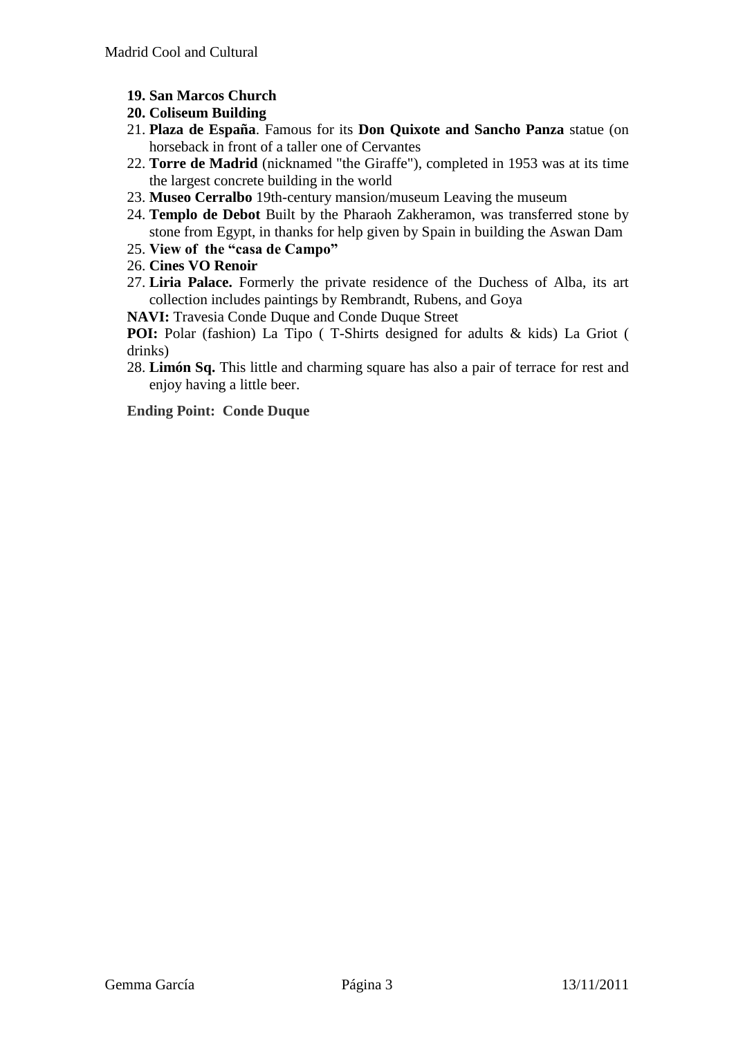19. **San Marcos Church**
20. **Coliseum Building**
21. **Plaza de España**. Famous for its **Don Quixote and Sancho Panza** statue (on horseback in front of a taller one of Cervantes
22. **Torre de Madrid** (nicknamed "the Giraffe"), completed in 1953 was at its time the largest concrete building in the world
23. **Museo Cerralbo** 19th-century mansion/museum Leaving the museum
24. **Templo de Debot** Built by the Pharaoh Zakheramon, was transferred stone by stone from Egypt, in thanks for help given by Spain in building the Aswan Dam
25. **View of the "casa de Campo"**
26. **Cines VO Renoir**
27. **Liria Palace.** Formerly the private residence of the Duchess of Alba, its art collection includes paintings by Rembrandt, Rubens, and Goya

**NAVI:** Travesia Conde Duque and Conde Duque Street

**POI:** Polar (fashion) La Tipo ( T-Shirts designed for adults & kids) La Griot ( drinks)

28. **Limón Sq.** This little and charming square has also a pair of terrace for rest and enjoy having a little beer.

**Ending Point: Conde Duque**